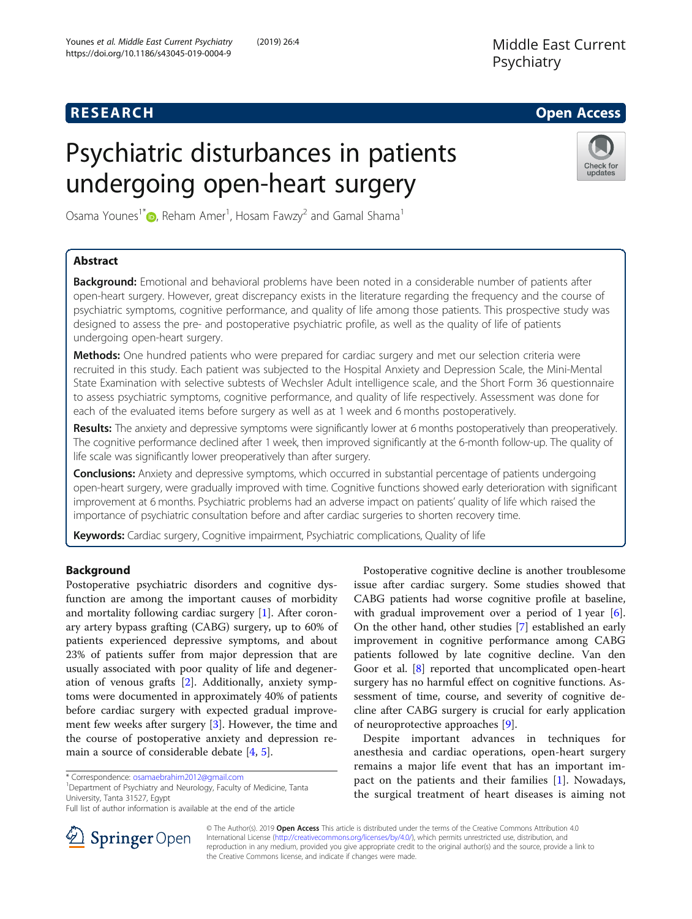# Psychiatric disturbances in patients undergoing open-heart surgery

Osama Younes[1*], Reham Amer[1], Hosam Fawzy[2] and Gamal Shama[1]

## Abstract

**Background:** Emotional and behavioral problems have been noted in a considerable number of patients after open-heart surgery. However, great discrepancy exists in the literature regarding the frequency and the course of psychiatric symptoms, cognitive performance, and quality of life among those patients. This prospective study was designed to assess the pre- and postoperative psychiatric profile, as well as the quality of life of patients undergoing open-heart surgery.

**Methods:** One hundred patients who were prepared for cardiac surgery and met our selection criteria were recruited in this study. Each patient was subjected to the Hospital Anxiety and Depression Scale, the Mini-Mental State Examination with selective subtests of Wechsler Adult intelligence scale, and the Short Form 36 questionnaire to assess psychiatric symptoms, cognitive performance, and quality of life respectively. Assessment was done for each of the evaluated items before surgery as well as at 1 week and 6 months postoperatively.

**Results:** The anxiety and depressive symptoms were significantly lower at 6 months postoperatively than preoperatively. The cognitive performance declined after 1 week, then improved significantly at the 6-month follow-up. The quality of life scale was significantly lower preoperatively than after surgery.

**Conclusions:** Anxiety and depressive symptoms, which occurred in substantial percentage of patients undergoing open-heart surgery, were gradually improved with time. Cognitive functions showed early deterioration with significant improvement at 6 months. Psychiatric problems had an adverse impact on patients' quality of life which raised the importance of psychiatric consultation before and after cardiac surgeries to shorten recovery time.

**Keywords:** Cardiac surgery, Cognitive impairment, Psychiatric complications, Quality of life

## Background

Postoperative psychiatric disorders and cognitive dysfunction are among the important causes of morbidity and mortality following cardiac surgery [1]. After coronary artery bypass grafting (CABG) surgery, up to 60% of patients experienced depressive symptoms, and about 23% of patients suffer from major depression that are usually associated with poor quality of life and degeneration of venous grafts [2]. Additionally, anxiety symptoms were documented in approximately 40% of patients before cardiac surgery with expected gradual improvement few weeks after surgery [3]. However, the time and the course of postoperative anxiety and depression remain a source of considerable debate [4, 5].

Postoperative cognitive decline is another troublesome issue after cardiac surgery. Some studies showed that CABG patients had worse cognitive profile at baseline, with gradual improvement over a period of 1 year [6]. On the other hand, other studies [7] established an early improvement in cognitive performance among CABG patients followed by late cognitive decline. Van den Goor et al. [8] reported that uncomplicated open-heart surgery has no harmful effect on cognitive functions. Assessment of time, course, and severity of cognitive decline after CABG surgery is crucial for early application of neuroprotective approaches [9].

Despite important advances in techniques for anesthesia and cardiac operations, open-heart surgery remains a major life event that has an important impact on the patients and their families [1]. Nowadays, the surgical treatment of heart diseases is aiming not

* Correspondence: osamaebrahim2012@gmail.com
[1]Department of Psychiatry and Neurology, Faculty of Medicine, Tanta University, Tanta 31527, Egypt
Full list of author information is available at the end of the article

© The Author(s). 2019 **Open Access** This article is distributed under the terms of the Creative Commons Attribution 4.0 International License (http://creativecommons.org/licenses/by/4.0/), which permits unrestricted use, distribution, and reproduction in any medium, provided you give appropriate credit to the original author(s) and the source, provide a link to the Creative Commons license, and indicate if changes were made.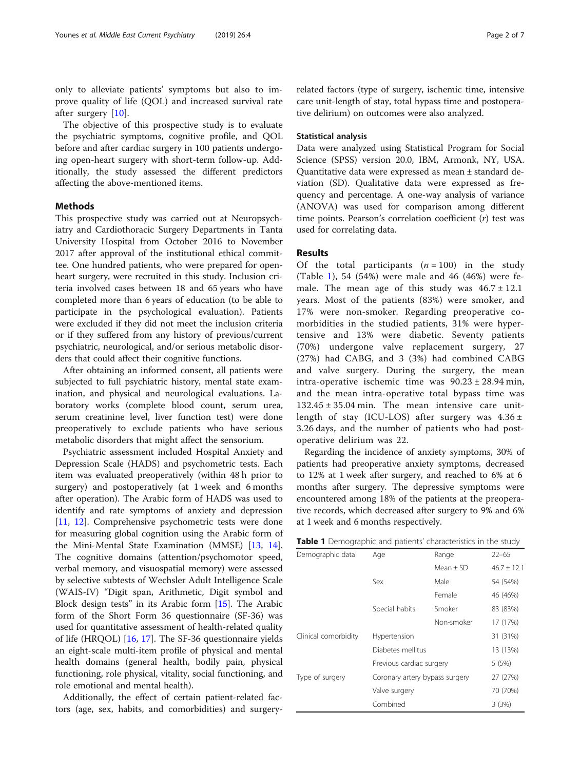only to alleviate patients' symptoms but also to improve quality of life (QOL) and increased survival rate after surgery [10].

The objective of this prospective study is to evaluate the psychiatric symptoms, cognitive profile, and QOL before and after cardiac surgery in 100 patients undergoing open-heart surgery with short-term follow-up. Additionally, the study assessed the different predictors affecting the above-mentioned items.

## Methods

This prospective study was carried out at Neuropsychiatry and Cardiothoracic Surgery Departments in Tanta University Hospital from October 2016 to November 2017 after approval of the institutional ethical committee. One hundred patients, who were prepared for open-heart surgery, were recruited in this study. Inclusion criteria involved cases between 18 and 65 years who have completed more than 6 years of education (to be able to participate in the psychological evaluation). Patients were excluded if they did not meet the inclusion criteria or if they suffered from any history of previous/current psychiatric, neurological, and/or serious metabolic disorders that could affect their cognitive functions.

After obtaining an informed consent, all patients were subjected to full psychiatric history, mental state examination, and physical and neurological evaluations. Laboratory works (complete blood count, serum urea, serum creatinine level, liver function test) were done preoperatively to exclude patients who have serious metabolic disorders that might affect the sensorium.

Psychiatric assessment included Hospital Anxiety and Depression Scale (HADS) and psychometric tests. Each item was evaluated preoperatively (within 48 h prior to surgery) and postoperatively (at 1 week and 6 months after operation). The Arabic form of HADS was used to identify and rate symptoms of anxiety and depression [11, 12]. Comprehensive psychometric tests were done for measuring global cognition using the Arabic form of the Mini-Mental State Examination (MMSE) [13, 14]. The cognitive domains (attention/psychomotor speed, verbal memory, and visuospatial memory) were assessed by selective subtests of Wechsler Adult Intelligence Scale (WAIS-IV) "Digit span, Arithmetic, Digit symbol and Block design tests" in its Arabic form [15]. The Arabic form of the Short Form 36 questionnaire (SF-36) was used for quantitative assessment of health-related quality of life (HRQOL) [16, 17]. The SF-36 questionnaire yields an eight-scale multi-item profile of physical and mental health domains (general health, bodily pain, physical functioning, role physical, vitality, social functioning, and role emotional and mental health).

Additionally, the effect of certain patient-related factors (age, sex, habits, and comorbidities) and surgery-related factors (type of surgery, ischemic time, intensive care unit-length of stay, total bypass time and postoperative delirium) on outcomes were also analyzed.

### Statistical analysis

Data were analyzed using Statistical Program for Social Science (SPSS) version 20.0, IBM, Armonk, NY, USA. Quantitative data were expressed as mean ± standard deviation (SD). Qualitative data were expressed as frequency and percentage. A one-way analysis of variance (ANOVA) was used for comparison among different time points. Pearson's correlation coefficient ($r$) test was used for correlating data.

## Results

Of the total participants ($n = 100$) in the study (Table 1), 54 (54%) were male and 46 (46%) were female. The mean age of this study was 46.7 ± 12.1 years. Most of the patients (83%) were smoker, and 17% were non-smoker. Regarding preoperative comorbidities in the studied patients, 31% were hypertensive and 13% were diabetic. Seventy patients (70%) undergone valve replacement surgery, 27 (27%) had CABG, and 3 (3%) had combined CABG and valve surgery. During the surgery, the mean intra-operative ischemic time was 90.23 ± 28.94 min, and the mean intra-operative total bypass time was 132.45 ± 35.04 min. The mean intensive care unit-length of stay (ICU-LOS) after surgery was 4.36 ± 3.26 days, and the number of patients who had postoperative delirium was 22.

Regarding the incidence of anxiety symptoms, 30% of patients had preoperative anxiety symptoms, decreased to 12% at 1 week after surgery, and reached to 6% at 6 months after surgery. The depressive symptoms were encountered among 18% of the patients at the preoperative records, which decreased after surgery to 9% and 6% at 1 week and 6 months respectively.

**Table 1** Demographic and patients' characteristics in the study

| Demographic data | Age | Range | 22–65 |
|---|---|---|---|
| | | Mean ± SD | 46.7 ± 12.1 |
| | Sex | Male | 54 (54%) |
| | | Female | 46 (46%) |
| | Special habits | Smoker | 83 (83%) |
| | | Non-smoker | 17 (17%) |
| Clinical comorbidity | Hypertension | | 31 (31%) |
| | Diabetes mellitus | | 13 (13%) |
| | Previous cardiac surgery | | 5 (5%) |
| Type of surgery | Coronary artery bypass surgery | | 27 (27%) |
| | Valve surgery | | 70 (70%) |
| | Combined | | 3 (3%) |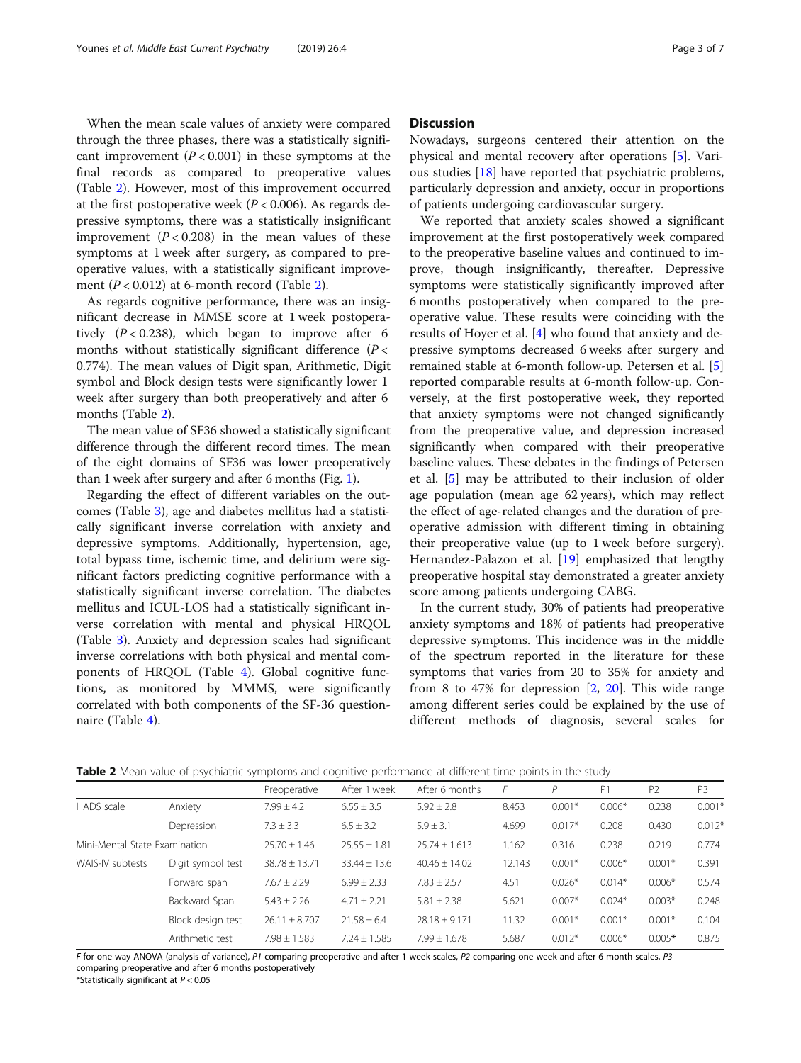When the mean scale values of anxiety were compared through the three phases, there was a statistically significant improvement ($P < 0.001$) in these symptoms at the final records as compared to preoperative values (Table 2). However, most of this improvement occurred at the first postoperative week ($P < 0.006$). As regards depressive symptoms, there was a statistically insignificant improvement ($P < 0.208$) in the mean values of these symptoms at 1 week after surgery, as compared to preoperative values, with a statistically significant improvement ($P < 0.012$) at 6-month record (Table 2).

As regards cognitive performance, there was an insignificant decrease in MMSE score at 1 week postoperatively ($P < 0.238$), which began to improve after 6 months without statistically significant difference ($P < 0.774$). The mean values of Digit span, Arithmetic, Digit symbol and Block design tests were significantly lower 1 week after surgery than both preoperatively and after 6 months (Table 2).

The mean value of SF36 showed a statistically significant difference through the different record times. The mean of the eight domains of SF36 was lower preoperatively than 1 week after surgery and after 6 months (Fig. 1).

Regarding the effect of different variables on the outcomes (Table 3), age and diabetes mellitus had a statistically significant inverse correlation with anxiety and depressive symptoms. Additionally, hypertension, age, total bypass time, ischemic time, and delirium were significant factors predicting cognitive performance with a statistically significant inverse correlation. The diabetes mellitus and ICUL-LOS had a statistically significant inverse correlation with mental and physical HRQOL (Table 3). Anxiety and depression scales had significant inverse correlations with both physical and mental components of HRQOL (Table 4). Global cognitive functions, as monitored by MMMS, were significantly correlated with both components of the SF-36 questionnaire (Table 4).

## Discussion

Nowadays, surgeons centered their attention on the physical and mental recovery after operations [5]. Various studies [18] have reported that psychiatric problems, particularly depression and anxiety, occur in proportions of patients undergoing cardiovascular surgery.

We reported that anxiety scales showed a significant improvement at the first postoperatively week compared to the preoperative baseline values and continued to improve, though insignificantly, thereafter. Depressive symptoms were statistically significantly improved after 6 months postoperatively when compared to the preoperative value. These results were coinciding with the results of Hoyer et al. [4] who found that anxiety and depressive symptoms decreased 6 weeks after surgery and remained stable at 6-month follow-up. Petersen et al. [5] reported comparable results at 6-month follow-up. Conversely, at the first postoperative week, they reported that anxiety symptoms were not changed significantly from the preoperative value, and depression increased significantly when compared with their preoperative baseline values. These debates in the findings of Petersen et al. [5] may be attributed to their inclusion of older age population (mean age 62 years), which may reflect the effect of age-related changes and the duration of preoperative admission with different timing in obtaining their preoperative value (up to 1 week before surgery). Hernandez-Palazon et al. [19] emphasized that lengthy preoperative hospital stay demonstrated a greater anxiety score among patients undergoing CABG.

In the current study, 30% of patients had preoperative anxiety symptoms and 18% of patients had preoperative depressive symptoms. This incidence was in the middle of the spectrum reported in the literature for these symptoms that varies from 20 to 35% for anxiety and from 8 to 47% for depression [2, 20]. This wide range among different series could be explained by the use of different methods of diagnosis, several scales for

**Table 2** Mean value of psychiatric symptoms and cognitive performance at different time points in the study

| | | Preoperative | After 1 week | After 6 months | *F* | *P* | P1 | P2 | P3 |
|---|---|---|---|---|---|---|---|---|---|
| HADS scale | Anxiety | 7.99 ± 4.2 | 6.55 ± 3.5 | 5.92 ± 2.8 | 8.453 | 0.001* | 0.006* | 0.238 | 0.001* |
| | Depression | 7.3 ± 3.3 | 6.5 ± 3.2 | 5.9 ± 3.1 | 4.699 | 0.017* | 0.208 | 0.430 | 0.012* |
| Mini-Mental State Examination | | 25.70 ± 1.46 | 25.55 ± 1.81 | 25.74 ± 1.613 | 1.162 | 0.316 | 0.238 | 0.219 | 0.774 |
| WAIS-IV subtests | Digit symbol test | 38.78 ± 13.71 | 33.44 ± 13.6 | 40.46 ± 14.02 | 12.143 | 0.001* | 0.006* | 0.001* | 0.391 |
| | Forward span | 7.67 ± 2.29 | 6.99 ± 2.33 | 7.83 ± 2.57 | 4.51 | 0.026* | 0.014* | 0.006* | 0.574 |
| | Backward Span | 5.43 ± 2.26 | 4.71 ± 2.21 | 5.81 ± 2.38 | 5.621 | 0.007* | 0.024* | 0.003* | 0.248 |
| | Block design test | 26.11 ± 8.707 | 21.58 ± 6.4 | 28.18 ± 9.171 | 11.32 | 0.001* | 0.001* | 0.001* | 0.104 |
| | Arithmetic test | 7.98 ± 1.583 | 7.24 ± 1.585 | 7.99 ± 1.678 | 5.687 | 0.012* | 0.006* | 0.005* | 0.875 |

*F* for one-way ANOVA (analysis of variance), *P1* comparing preoperative and after 1-week scales, *P2* comparing one week and after 6-month scales, *P3* comparing preoperative and after 6 months postoperatively

*Statistically significant at $P < 0.05$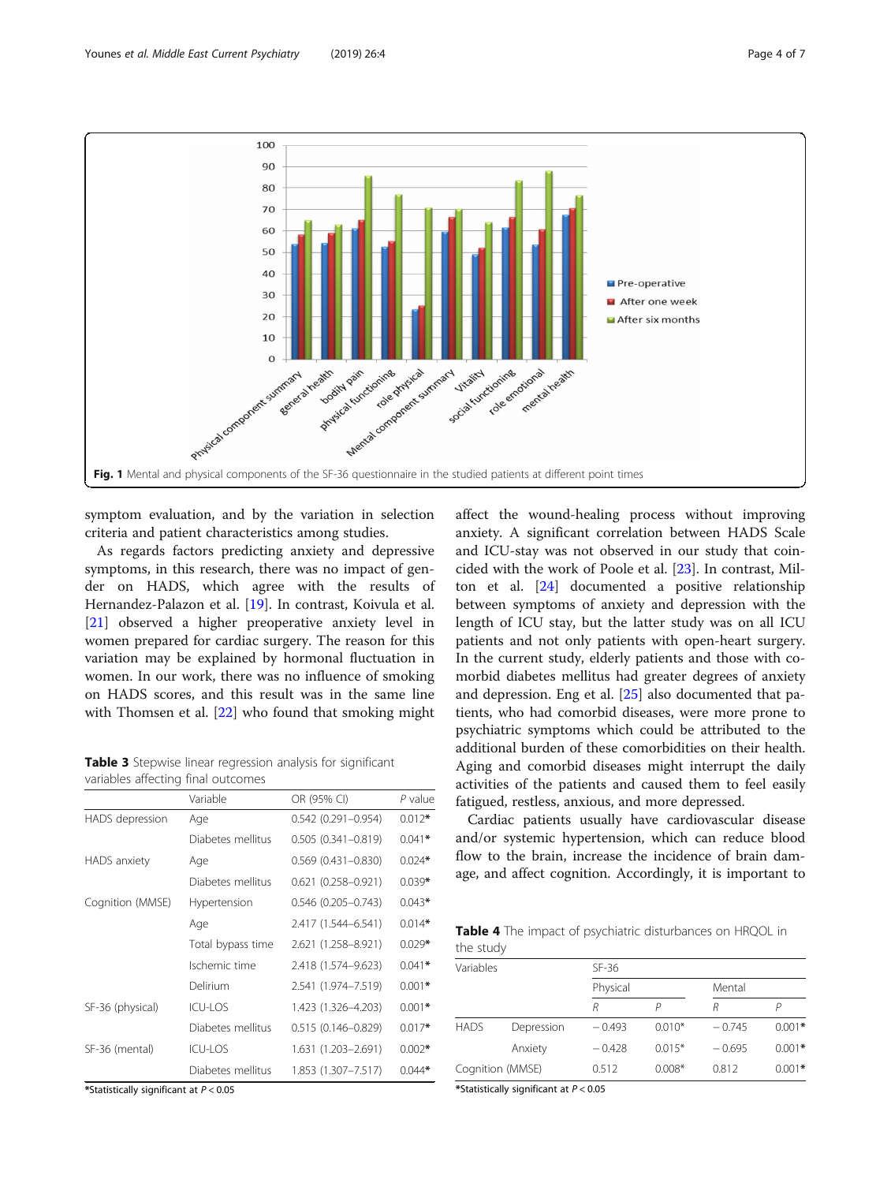Fig. 1 Mental and physical components of the SF-36 questionnaire in the studied patients at different point times

symptom evaluation, and by the variation in selection criteria and patient characteristics among studies.

As regards factors predicting anxiety and depressive symptoms, in this research, there was no impact of gender on HADS, which agree with the results of Hernandez-Palazon et al. [19]. In contrast, Koivula et al. [21] observed a higher preoperative anxiety level in women prepared for cardiac surgery. The reason for this variation may be explained by hormonal fluctuation in women. In our work, there was no influence of smoking on HADS scores, and this result was in the same line with Thomsen et al. [22] who found that smoking might affect the wound-healing process without improving anxiety. A significant correlation between HADS Scale and ICU-stay was not observed in our study that coincided with the work of Poole et al. [23]. In contrast, Milton et al. [24] documented a positive relationship between symptoms of anxiety and depression with the length of ICU stay, but the latter study was on all ICU patients and not only patients with open-heart surgery. In the current study, elderly patients and those with co-morbid diabetes mellitus had greater degrees of anxiety and depression. Eng et al. [25] also documented that patients, who had comorbid diseases, were more prone to psychiatric symptoms which could be attributed to the additional burden of these comorbidities on their health. Aging and comorbid diseases might interrupt the daily activities of the patients and caused them to feel easily fatigued, restless, anxious, and more depressed.

Cardiac patients usually have cardiovascular disease and/or systemic hypertension, which can reduce blood flow to the brain, increase the incidence of brain damage, and affect cognition. Accordingly, it is important to

**Table 3** Stepwise linear regression analysis for significant variables affecting final outcomes

| | Variable | OR (95% CI) | *P* value |
|---|---|---|---|
| HADS depression | Age | 0.542 (0.291–0.954) | 0.012* |
| | Diabetes mellitus | 0.505 (0.341–0.819) | 0.041* |
| HADS anxiety | Age | 0.569 (0.431–0.830) | 0.024* |
| | Diabetes mellitus | 0.621 (0.258–0.921) | 0.039* |
| Cognition (MMSE) | Hypertension | 0.546 (0.205–0.743) | 0.043* |
| | Age | 2.417 (1.544–6.541) | 0.014* |
| | Total bypass time | 2.621 (1.258–8.921) | 0.029* |
| | Ischemic time | 2.418 (1.574–9.623) | 0.041* |
| | Delirium | 2.541 (1.974–7.519) | 0.001* |
| SF-36 (physical) | ICU-LOS | 1.423 (1.326–4.203) | 0.001* |
| | Diabetes mellitus | 0.515 (0.146–0.829) | 0.017* |
| SF-36 (mental) | ICU-LOS | 1.631 (1.203–2.691) | 0.002* |
| | Diabetes mellitus | 1.853 (1.307–7.517) | 0.044* |

*Statistically significant at $P < 0.05$

**Table 4** The impact of psychiatric disturbances on HRQOL in the study

| Variables | | SF-36 | | | |
|---|---|---|---|---|---|
| | | Physical | | Mental | |
| | | *R* | *P* | *R* | *P* |
| HADS | Depression | − 0.493 | 0.010* | − 0.745 | 0.001* |
| | Anxiety | − 0.428 | 0.015* | − 0.695 | 0.001* |
| Cognition (MMSE) | | 0.512 | 0.008* | 0.812 | 0.001* |

*Statistically significant at $P < 0.05$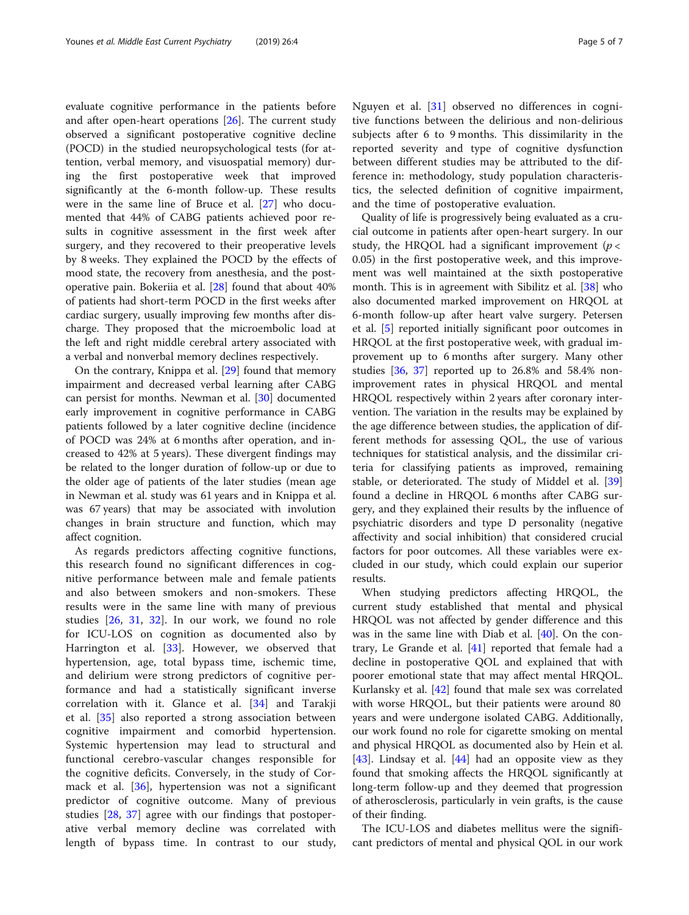evaluate cognitive performance in the patients before and after open-heart operations [26]. The current study observed a significant postoperative cognitive decline (POCD) in the studied neuropsychological tests (for attention, verbal memory, and visuospatial memory) during the first postoperative week that improved significantly at the 6-month follow-up. These results were in the same line of Bruce et al. [27] who documented that 44% of CABG patients achieved poor results in cognitive assessment in the first week after surgery, and they recovered to their preoperative levels by 8 weeks. They explained the POCD by the effects of mood state, the recovery from anesthesia, and the postoperative pain. Bokeriia et al. [28] found that about 40% of patients had short-term POCD in the first weeks after cardiac surgery, usually improving few months after discharge. They proposed that the microembolic load at the left and right middle cerebral artery associated with a verbal and nonverbal memory declines respectively.

On the contrary, Knippa et al. [29] found that memory impairment and decreased verbal learning after CABG can persist for months. Newman et al. [30] documented early improvement in cognitive performance in CABG patients followed by a later cognitive decline (incidence of POCD was 24% at 6 months after operation, and increased to 42% at 5 years). These divergent findings may be related to the longer duration of follow-up or due to the older age of patients of the later studies (mean age in Newman et al. study was 61 years and in Knippa et al. was 67 years) that may be associated with involution changes in brain structure and function, which may affect cognition.

As regards predictors affecting cognitive functions, this research found no significant differences in cognitive performance between male and female patients and also between smokers and non-smokers. These results were in the same line with many of previous studies [26, 31, 32]. In our work, we found no role for ICU-LOS on cognition as documented also by Harrington et al. [33]. However, we observed that hypertension, age, total bypass time, ischemic time, and delirium were strong predictors of cognitive performance and had a statistically significant inverse correlation with it. Glance et al. [34] and Tarakji et al. [35] also reported a strong association between cognitive impairment and comorbid hypertension. Systemic hypertension may lead to structural and functional cerebro-vascular changes responsible for the cognitive deficits. Conversely, in the study of Cormack et al. [36], hypertension was not a significant predictor of cognitive outcome. Many of previous studies [28, 37] agree with our findings that postoperative verbal memory decline was correlated with length of bypass time. In contrast to our study, Nguyen et al. [31] observed no differences in cognitive functions between the delirious and non-delirious subjects after 6 to 9 months. This dissimilarity in the reported severity and type of cognitive dysfunction between different studies may be attributed to the difference in: methodology, study population characteristics, the selected definition of cognitive impairment, and the time of postoperative evaluation.

Quality of life is progressively being evaluated as a crucial outcome in patients after open-heart surgery. In our study, the HRQOL had a significant improvement ($p < 0.05$) in the first postoperative week, and this improvement was well maintained at the sixth postoperative month. This is in agreement with Sibilitz et al. [38] who also documented marked improvement on HRQOL at 6-month follow-up after heart valve surgery. Petersen et al. [5] reported initially significant poor outcomes in HRQOL at the first postoperative week, with gradual improvement up to 6 months after surgery. Many other studies [36, 37] reported up to 26.8% and 58.4% non-improvement rates in physical HRQOL and mental HRQOL respectively within 2 years after coronary intervention. The variation in the results may be explained by the age difference between studies, the application of different methods for assessing QOL, the use of various techniques for statistical analysis, and the dissimilar criteria for classifying patients as improved, remaining stable, or deteriorated. The study of Middel et al. [39] found a decline in HRQOL 6 months after CABG surgery, and they explained their results by the influence of psychiatric disorders and type D personality (negative affectivity and social inhibition) that considered crucial factors for poor outcomes. All these variables were excluded in our study, which could explain our superior results.

When studying predictors affecting HRQOL, the current study established that mental and physical HRQOL was not affected by gender difference and this was in the same line with Diab et al. [40]. On the contrary, Le Grande et al. [41] reported that female had a decline in postoperative QOL and explained that with poorer emotional state that may affect mental HRQOL. Kurlansky et al. [42] found that male sex was correlated with worse HRQOL, but their patients were around 80 years and were undergone isolated CABG. Additionally, our work found no role for cigarette smoking on mental and physical HRQOL as documented also by Hein et al. [43]. Lindsay et al. [44] had an opposite view as they found that smoking affects the HRQOL significantly at long-term follow-up and they deemed that progression of atherosclerosis, particularly in vein grafts, is the cause of their finding.

The ICU-LOS and diabetes mellitus were the significant predictors of mental and physical QOL in our work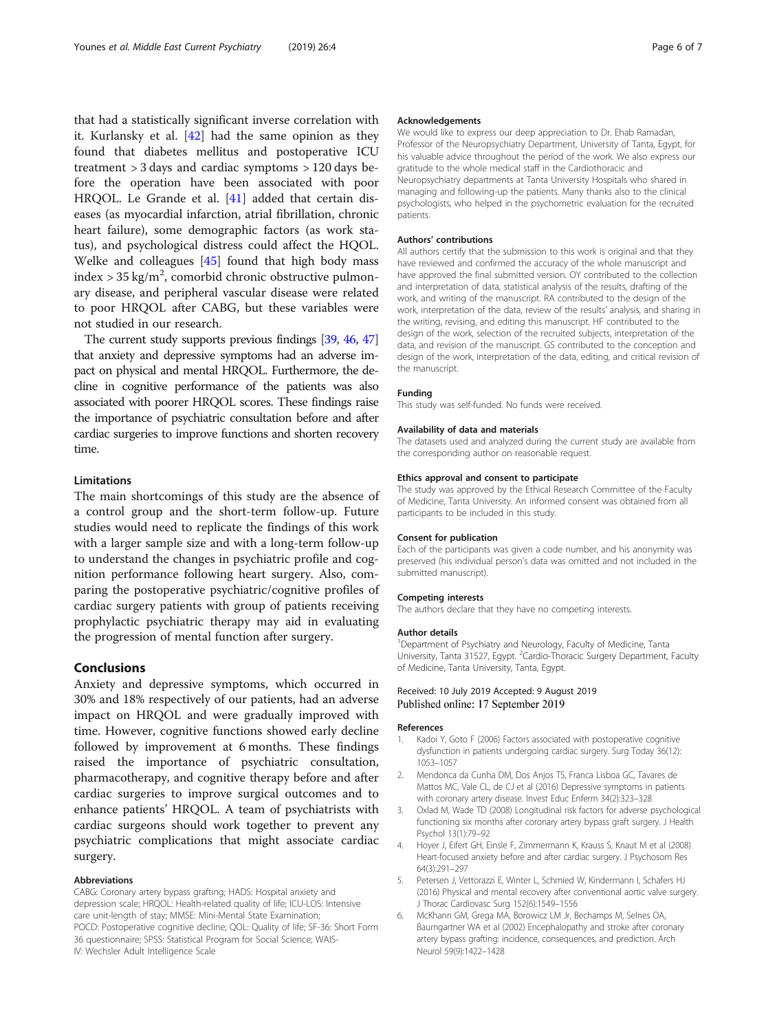that had a statistically significant inverse correlation with it. Kurlansky et al. [42] had the same opinion as they found that diabetes mellitus and postoperative ICU treatment > 3 days and cardiac symptoms > 120 days before the operation have been associated with poor HRQOL. Le Grande et al. [41] added that certain diseases (as myocardial infarction, atrial fibrillation, chronic heart failure), some demographic factors (as work status), and psychological distress could affect the HQOL. Welke and colleagues [45] found that high body mass index > 35 kg/m$^2$, comorbid chronic obstructive pulmonary disease, and peripheral vascular disease were related to poor HRQOL after CABG, but these variables were not studied in our research.

The current study supports previous findings [39, 46, 47] that anxiety and depressive symptoms had an adverse impact on physical and mental HRQOL. Furthermore, the decline in cognitive performance of the patients was also associated with poorer HRQOL scores. These findings raise the importance of psychiatric consultation before and after cardiac surgeries to improve functions and shorten recovery time.

### Limitations

The main shortcomings of this study are the absence of a control group and the short-term follow-up. Future studies would need to replicate the findings of this work with a larger sample size and with a long-term follow-up to understand the changes in psychiatric profile and cognition performance following heart surgery. Also, comparing the postoperative psychiatric/cognitive profiles of cardiac surgery patients with group of patients receiving prophylactic psychiatric therapy may aid in evaluating the progression of mental function after surgery.

## Conclusions

Anxiety and depressive symptoms, which occurred in 30% and 18% respectively of our patients, had an adverse impact on HRQOL and were gradually improved with time. However, cognitive functions showed early decline followed by improvement at 6 months. These findings raised the importance of psychiatric consultation, pharmacotherapy, and cognitive therapy before and after cardiac surgeries to improve surgical outcomes and to enhance patients' HRQOL. A team of psychiatrists with cardiac surgeons should work together to prevent any psychiatric complications that might associate cardiac surgery.

#### Abbreviations

CABG: Coronary artery bypass grafting; HADS: Hospital anxiety and depression scale; HRQOL: Health-related quality of life; ICU-LOS: Intensive care unit-length of stay; MMSE: Mini-Mental State Examination; POCD: Postoperative cognitive decline; QOL: Quality of life; SF-36: Short Form 36 questionnaire; SPSS: Statistical Program for Social Science; WAIS-IV: Wechsler Adult Intelligence Scale

#### Acknowledgements

We would like to express our deep appreciation to Dr. Ehab Ramadan, Professor of the Neuropsychiatry Department, University of Tanta, Egypt, for his valuable advice throughout the period of the work. We also express our gratitude to the whole medical staff in the Cardiothoracic and Neuropsychiatry departments at Tanta University Hospitals who shared in managing and following-up the patients. Many thanks also to the clinical psychologists, who helped in the psychometric evaluation for the recruited patients.

#### Authors' contributions

All authors certify that the submission to this work is original and that they have reviewed and confirmed the accuracy of the whole manuscript and have approved the final submitted version. OY contributed to the collection and interpretation of data, statistical analysis of the results, drafting of the work, and writing of the manuscript. RA contributed to the design of the work, interpretation of the data, review of the results' analysis, and sharing in the writing, revising, and editing this manuscript. HF contributed to the design of the work, selection of the recruited subjects, interpretation of the data, and revision of the manuscript. GS contributed to the conception and design of the work, interpretation of the data, editing, and critical revision of the manuscript.

#### Funding

This study was self-funded. No funds were received.

#### Availability of data and materials

The datasets used and analyzed during the current study are available from the corresponding author on reasonable request.

#### Ethics approval and consent to participate

The study was approved by the Ethical Research Committee of the Faculty of Medicine, Tanta University. An informed consent was obtained from all participants to be included in this study.

#### Consent for publication

Each of the participants was given a code number, and his anonymity was preserved (his individual person's data was omitted and not included in the submitted manuscript).

#### Competing interests

The authors declare that they have no competing interests.

#### Author details

[1]Department of Psychiatry and Neurology, Faculty of Medicine, Tanta University, Tanta 31527, Egypt. [2]Cardio-Thoracic Surgery Department, Faculty of Medicine, Tanta University, Tanta, Egypt.

Received: 10 July 2019 Accepted: 9 August 2019
Published online: 17 September 2019

#### References

1. Kadoi Y, Goto F (2006) Factors associated with postoperative cognitive dysfunction in patients undergoing cardiac surgery. Surg Today 36(12): 1053–1057
2. Mendonca da Cunha DM, Dos Anjos TS, Franca Lisboa GC, Tavares de Mattos MC, Vale CL, de CJ et al (2016) Depressive symptoms in patients with coronary artery disease. Invest Educ Enferm 34(2):323–328
3. Oxlad M, Wade TD (2008) Longitudinal risk factors for adverse psychological functioning six months after coronary artery bypass graft surgery. J Health Psychol 13(1):79–92
4. Hoyer J, Eifert GH, Einsle F, Zimmermann K, Krauss S, Knaut M et al (2008) Heart-focused anxiety before and after cardiac surgery. J Psychosom Res 64(3):291–297
5. Petersen J, Vettorazzi E, Winter L, Schmied W, Kindermann I, Schafers HJ (2016) Physical and mental recovery after conventional aortic valve surgery. J Thorac Cardiovasc Surg 152(6):1549–1556
6. McKhann GM, Grega MA, Borowicz LM Jr, Bechamps M, Selnes OA, Baumgartner WA et al (2002) Encephalopathy and stroke after coronary artery bypass grafting: incidence, consequences, and prediction. Arch Neurol 59(9):1422–1428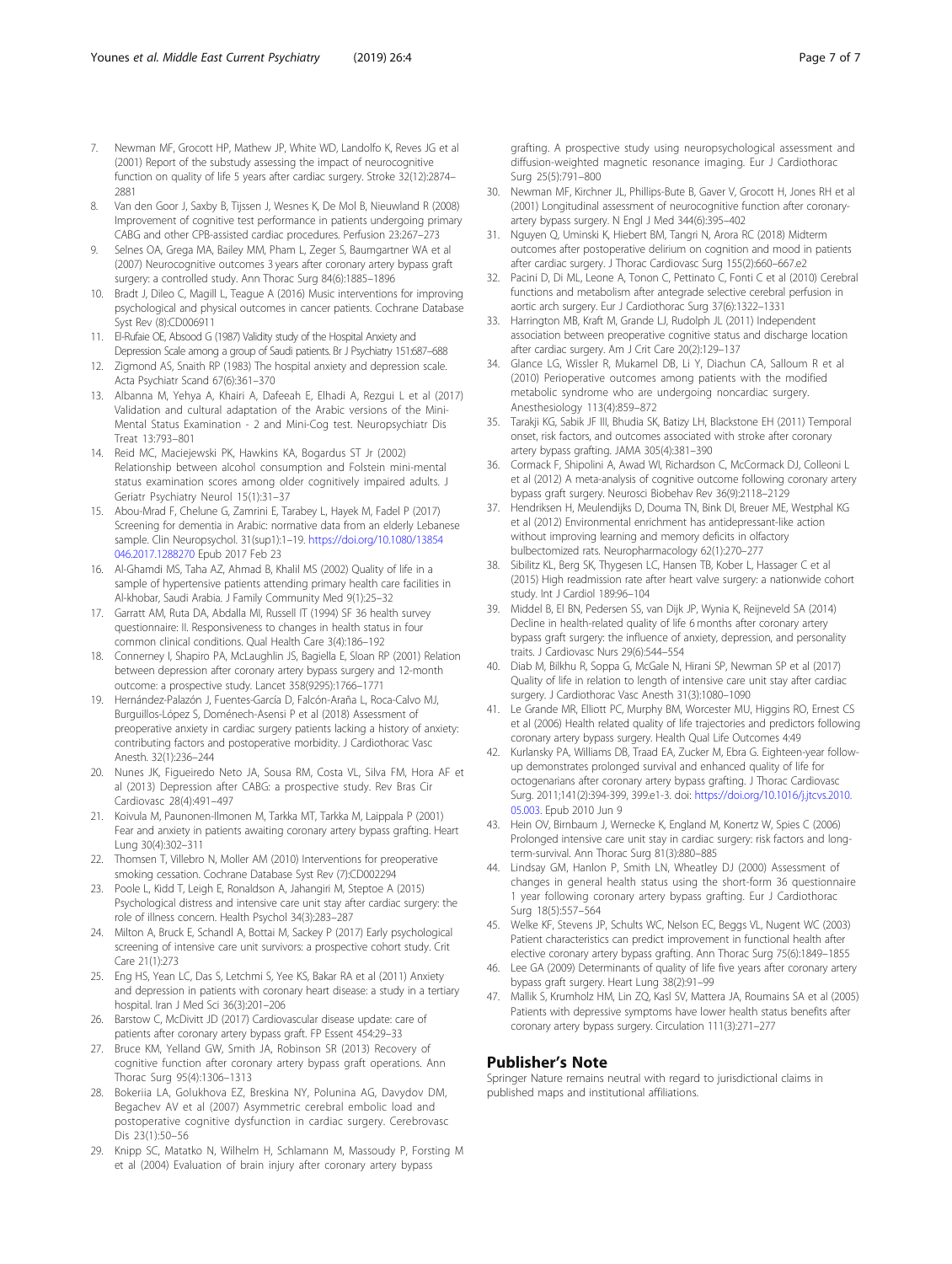7. Newman MF, Grocott HP, Mathew JP, White WD, Landolfo K, Reves JG et al (2001) Report of the substudy assessing the impact of neurocognitive function on quality of life 5 years after cardiac surgery. Stroke 32(12):2874–2881
8. Van den Goor J, Saxby B, Tijssen J, Wesnes K, De Mol B, Nieuwland R (2008) Improvement of cognitive test performance in patients undergoing primary CABG and other CPB-assisted cardiac procedures. Perfusion 23:267–273
9. Selnes OA, Grega MA, Bailey MM, Pham L, Zeger S, Baumgartner WA et al (2007) Neurocognitive outcomes 3 years after coronary artery bypass graft surgery: a controlled study. Ann Thorac Surg 84(6):1885–1896
10. Bradt J, Dileo C, Magill L, Teague A (2016) Music interventions for improving psychological and physical outcomes in cancer patients. Cochrane Database Syst Rev (8):CD006911
11. El-Rufaie OE, Absood G (1987) Validity study of the Hospital Anxiety and Depression Scale among a group of Saudi patients. Br J Psychiatry 151:687–688
12. Zigmond AS, Snaith RP (1983) The hospital anxiety and depression scale. Acta Psychiatr Scand 67(6):361–370
13. Albanna M, Yehya A, Khairi A, Dafeeah E, Elhadi A, Rezgui L et al (2017) Validation and cultural adaptation of the Arabic versions of the Mini-Mental Status Examination - 2 and Mini-Cog test. Neuropsychiatr Dis Treat 13:793–801
14. Reid MC, Maciejewski PK, Hawkins KA, Bogardus ST Jr (2002) Relationship between alcohol consumption and Folstein mini-mental status examination scores among older cognitively impaired adults. J Geriatr Psychiatry Neurol 15(1):31–37
15. Abou-Mrad F, Chelune G, Zamrini E, Tarabey L, Hayek M, Fadel P (2017) Screening for dementia in Arabic: normative data from an elderly Lebanese sample. Clin Neuropsychol. 31(sup1):1–19. https://doi.org/10.1080/13854046.2017.1288270 Epub 2017 Feb 23
16. Al-Ghamdi MS, Taha AZ, Ahmad B, Khalil MS (2002) Quality of life in a sample of hypertensive patients attending primary health care facilities in Al-khobar, Saudi Arabia. J Family Community Med 9(1):25–32
17. Garratt AM, Ruta DA, Abdalla MI, Russell IT (1994) SF 36 health survey questionnaire: II. Responsiveness to changes in health status in four common clinical conditions. Qual Health Care 3(4):186–192
18. Connerney I, Shapiro PA, McLaughlin JS, Bagiella E, Sloan RP (2001) Relation between depression after coronary artery bypass surgery and 12-month outcome: a prospective study. Lancet 358(9295):1766–1771
19. Hernández-Palazón J, Fuentes-García D, Falcón-Araña L, Roca-Calvo MJ, Burguillos-López S, Doménech-Asensi P et al (2018) Assessment of preoperative anxiety in cardiac surgery patients lacking a history of anxiety: contributing factors and postoperative morbidity. J Cardiothorac Vasc Anesth. 32(1):236–244
20. Nunes JK, Figueiredo Neto JA, Sousa RM, Costa VL, Silva FM, Hora AF et al (2013) Depression after CABG: a prospective study. Rev Bras Cir Cardiovasc 28(4):491–497
21. Koivula M, Paunonen-Ilmonen M, Tarkka MT, Tarkka M, Laippala P (2001) Fear and anxiety in patients awaiting coronary artery bypass grafting. Heart Lung 30(4):302–311
22. Thomsen T, Villebro N, Moller AM (2010) Interventions for preoperative smoking cessation. Cochrane Database Syst Rev (7):CD002294
23. Poole L, Kidd T, Leigh E, Ronaldson A, Jahangiri M, Steptoe A (2015) Psychological distress and intensive care unit stay after cardiac surgery: the role of illness concern. Health Psychol 34(3):283–287
24. Milton A, Bruck E, Schandl A, Bottai M, Sackey P (2017) Early psychological screening of intensive care unit survivors: a prospective cohort study. Crit Care 21(1):273
25. Eng HS, Yean LC, Das S, Letchmi S, Yee KS, Bakar RA et al (2011) Anxiety and depression in patients with coronary heart disease: a study in a tertiary hospital. Iran J Med Sci 36(3):201–206
26. Barstow C, McDivitt JD (2017) Cardiovascular disease update: care of patients after coronary artery bypass graft. FP Essent 454:29–33
27. Bruce KM, Yelland GW, Smith JA, Robinson SR (2013) Recovery of cognitive function after coronary artery bypass graft operations. Ann Thorac Surg 95(4):1306–1313
28. Bokeriia LA, Golukhova EZ, Breskina NY, Polunina AG, Davydov DM, Begachev AV et al (2007) Asymmetric cerebral embolic load and postoperative cognitive dysfunction in cardiac surgery. Cerebrovasc Dis 23(1):50–56
29. Knipp SC, Matatko N, Wilhelm H, Schlamann M, Massoudy P, Forsting M et al (2004) Evaluation of brain injury after coronary artery bypass grafting. A prospective study using neuropsychological assessment and diffusion-weighted magnetic resonance imaging. Eur J Cardiothorac Surg 25(5):791–800
30. Newman MF, Kirchner JL, Phillips-Bute B, Gaver V, Grocott H, Jones RH et al (2001) Longitudinal assessment of neurocognitive function after coronary-artery bypass surgery. N Engl J Med 344(6):395–402
31. Nguyen Q, Uminski K, Hiebert BM, Tangri N, Arora RC (2018) Midterm outcomes after postoperative delirium on cognition and mood in patients after cardiac surgery. J Thorac Cardiovasc Surg 155(2):660–667.e2
32. Pacini D, Di ML, Leone A, Tonon C, Pettinato C, Fonti C et al (2010) Cerebral functions and metabolism after antegrade selective cerebral perfusion in aortic arch surgery. Eur J Cardiothorac Surg 37(6):1322–1331
33. Harrington MB, Kraft M, Grande LJ, Rudolph JL (2011) Independent association between preoperative cognitive status and discharge location after cardiac surgery. Am J Crit Care 20(2):129–137
34. Glance LG, Wissler R, Mukamel DB, Li Y, Diachun CA, Salloum R et al (2010) Perioperative outcomes among patients with the modified metabolic syndrome who are undergoing noncardiac surgery. Anesthesiology 113(4):859–872
35. Tarakji KG, Sabik JF III, Bhudia SK, Batizy LH, Blackstone EH (2011) Temporal onset, risk factors, and outcomes associated with stroke after coronary artery bypass grafting. JAMA 305(4):381–390
36. Cormack F, Shipolini A, Awad WI, Richardson C, McCormack DJ, Colleoni L et al (2012) A meta-analysis of cognitive outcome following coronary artery bypass graft surgery. Neurosci Biobehav Rev 36(9):2118–2129
37. Hendriksen H, Meulendijks D, Douma TN, Bink DI, Breuer ME, Westphal KG et al (2012) Environmental enrichment has antidepressant-like action without improving learning and memory deficits in olfactory bulbectomized rats. Neuropharmacology 62(1):270–277
38. Sibilitz KL, Berg SK, Thygesen LC, Hansen TB, Kober L, Hassager C et al (2015) High readmission rate after heart valve surgery: a nationwide cohort study. Int J Cardiol 189:96–104
39. Middel B, El BN, Pedersen SS, van Dijk JP, Wynia K, Reijneveld SA (2014) Decline in health-related quality of life 6 months after coronary artery bypass graft surgery: the influence of anxiety, depression, and personality traits. J Cardiovasc Nurs 29(6):544–554
40. Diab M, Bilkhu R, Soppa G, McGale N, Hirani SP, Newman SP et al (2017) Quality of life in relation to length of intensive care unit stay after cardiac surgery. J Cardiothorac Vasc Anesth 31(3):1080–1090
41. Le Grande MR, Elliott PC, Murphy BM, Worcester MU, Higgins RO, Ernest CS et al (2006) Health related quality of life trajectories and predictors following coronary artery bypass surgery. Health Qual Life Outcomes 4:49
42. Kurlansky PA, Williams DB, Traad EA, Zucker M, Ebra G. Eighteen-year follow-up demonstrates prolonged survival and enhanced quality of life for octogenarians after coronary artery bypass grafting. J Thorac Cardiovasc Surg. 2011;141(2):394-399, 399.e1-3. doi: https://doi.org/10.1016/j.jtcvs.2010.05.003. Epub 2010 Jun 9
43. Hein OV, Birnbaum J, Wernecke K, England M, Konertz W, Spies C (2006) Prolonged intensive care unit stay in cardiac surgery: risk factors and long-term-survival. Ann Thorac Surg 81(3):880–885
44. Lindsay GM, Hanlon P, Smith LN, Wheatley DJ (2000) Assessment of changes in general health status using the short-form 36 questionnaire 1 year following coronary artery bypass grafting. Eur J Cardiothorac Surg 18(5):557–564
45. Welke KF, Stevens JP, Schults WC, Nelson EC, Beggs VL, Nugent WC (2003) Patient characteristics can predict improvement in functional health after elective coronary artery bypass grafting. Ann Thorac Surg 75(6):1849–1855
46. Lee GA (2009) Determinants of quality of life five years after coronary artery bypass graft surgery. Heart Lung 38(2):91–99
47. Mallik S, Krumholz HM, Lin ZQ, Kasl SV, Mattera JA, Roumains SA et al (2005) Patients with depressive symptoms have lower health status benefits after coronary artery bypass surgery. Circulation 111(3):271–277

## Publisher's Note

Springer Nature remains neutral with regard to jurisdictional claims in published maps and institutional affiliations.